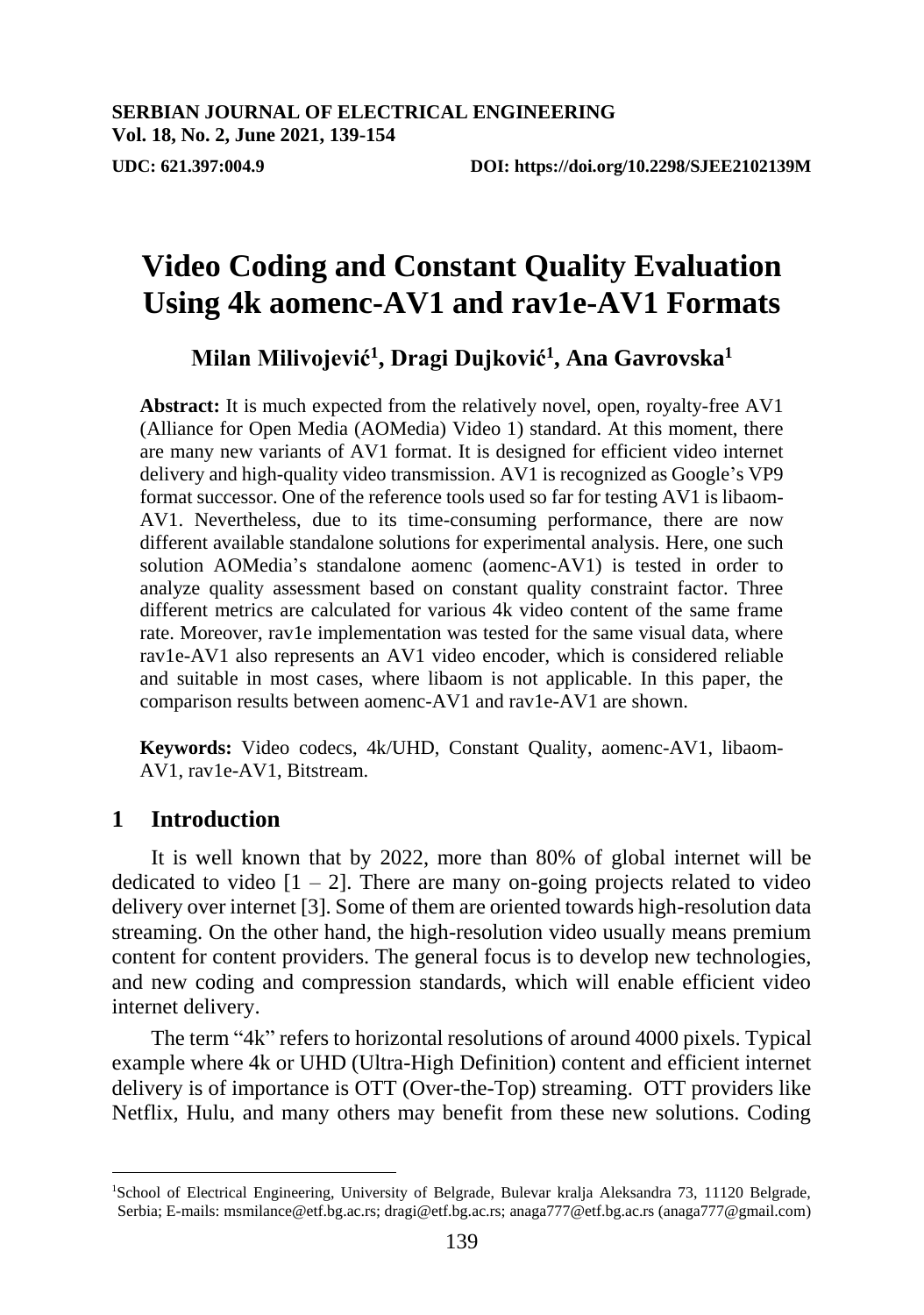**SERBIAN JOURNAL OF ELECTRICAL ENGINEERING**
**Vol. 18, No. 2, June 2021, 139-154**

**UDC: 621.397:004.9** **DOI: https://doi.org/10.2298/SJEE2102139M**

# Video Coding and Constant Quality Evaluation Using 4k aomenc-AV1 and rav1e-AV1 Formats

**Milan Milivojević[1], Dragi Dujković[1], Ana Gavrovska[1]**

**Abstract:** It is much expected from the relatively novel, open, royalty-free AV1 (Alliance for Open Media (AOMedia) Video 1) standard. At this moment, there are many new variants of AV1 format. It is designed for efficient video internet delivery and high-quality video transmission. AV1 is recognized as Google's VP9 format successor. One of the reference tools used so far for testing AV1 is libaom-AV1. Nevertheless, due to its time-consuming performance, there are now different available standalone solutions for experimental analysis. Here, one such solution AOMedia's standalone aomenc (aomenc-AV1) is tested in order to analyze quality assessment based on constant quality constraint factor. Three different metrics are calculated for various 4k video content of the same frame rate. Moreover, rav1e implementation was tested for the same visual data, where rav1e-AV1 also represents an AV1 video encoder, which is considered reliable and suitable in most cases, where libaom is not applicable. In this paper, the comparison results between aomenc-AV1 and rav1e-AV1 are shown.

**Keywords:** Video codecs, 4k/UHD, Constant Quality, aomenc-AV1, libaom-AV1, rav1e-AV1, Bitstream.

## 1 Introduction

It is well known that by 2022, more than 80% of global internet will be dedicated to video [1 – 2]. There are many on-going projects related to video delivery over internet [3]. Some of them are oriented towards high-resolution data streaming. On the other hand, the high-resolution video usually means premium content for content providers. The general focus is to develop new technologies, and new coding and compression standards, which will enable efficient video internet delivery.

The term "4k" refers to horizontal resolutions of around 4000 pixels. Typical example where 4k or UHD (Ultra-High Definition) content and efficient internet delivery is of importance is OTT (Over-the-Top) streaming. OTT providers like Netflix, Hulu, and many others may benefit from these new solutions. Coding

---

[1]School of Electrical Engineering, University of Belgrade, Bulevar kralja Aleksandra 73, 11120 Belgrade, Serbia; E-mails: msmilance@etf.bg.ac.rs; dragi@etf.bg.ac.rs; anaga777@etf.bg.ac.rs (anaga777@gmail.com)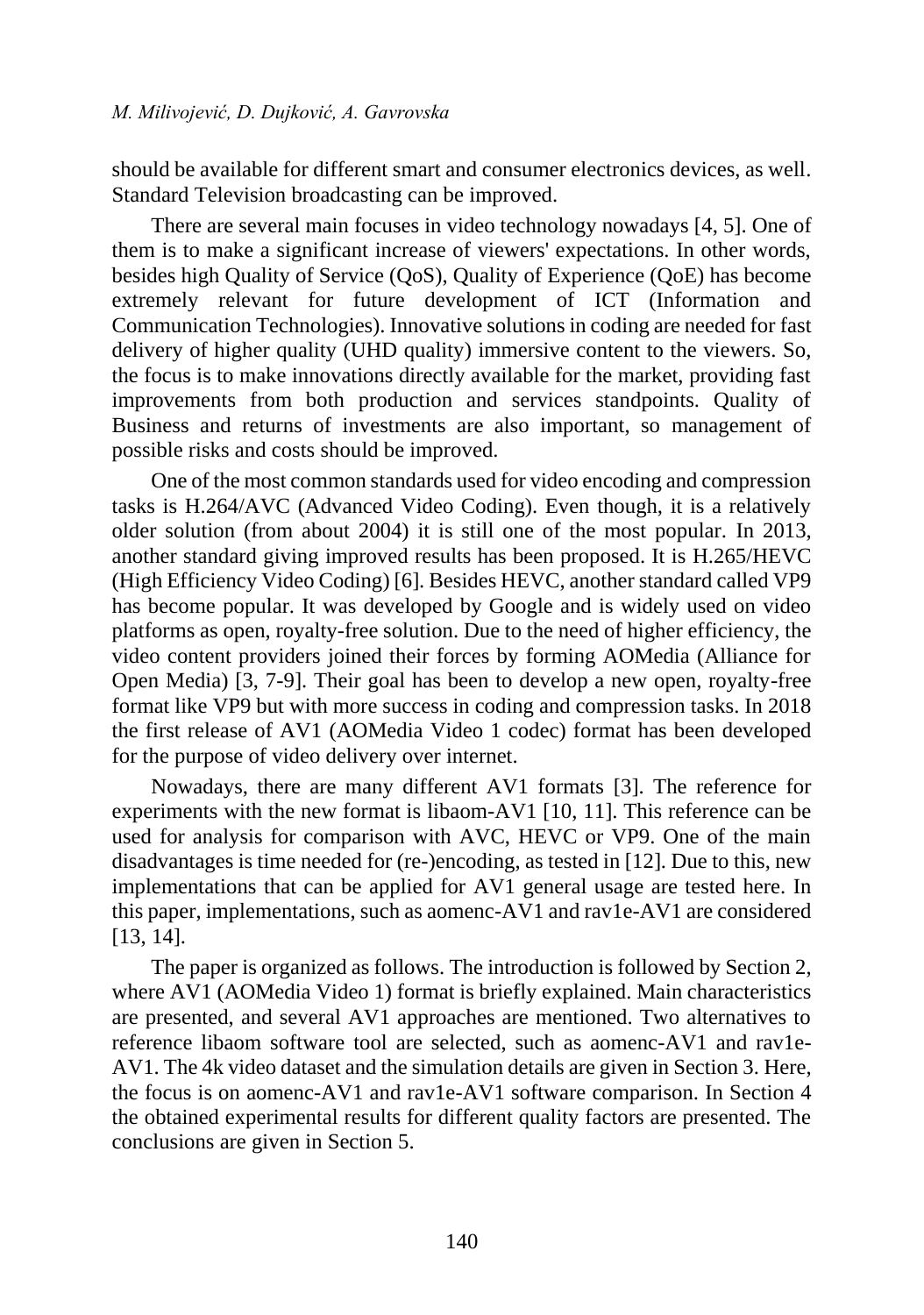should be available for different smart and consumer electronics devices, as well. Standard Television broadcasting can be improved.

There are several main focuses in video technology nowadays [4, 5]. One of them is to make a significant increase of viewers' expectations. In other words, besides high Quality of Service (QoS), Quality of Experience (QoE) has become extremely relevant for future development of ICT (Information and Communication Technologies). Innovative solutions in coding are needed for fast delivery of higher quality (UHD quality) immersive content to the viewers. So, the focus is to make innovations directly available for the market, providing fast improvements from both production and services standpoints. Quality of Business and returns of investments are also important, so management of possible risks and costs should be improved.

One of the most common standards used for video encoding and compression tasks is H.264/AVC (Advanced Video Coding). Even though, it is a relatively older solution (from about 2004) it is still one of the most popular. In 2013, another standard giving improved results has been proposed. It is H.265/HEVC (High Efficiency Video Coding) [6]. Besides HEVC, another standard called VP9 has become popular. It was developed by Google and is widely used on video platforms as open, royalty-free solution. Due to the need of higher efficiency, the video content providers joined their forces by forming AOMedia (Alliance for Open Media) [3, 7-9]. Their goal has been to develop a new open, royalty-free format like VP9 but with more success in coding and compression tasks. In 2018 the first release of AV1 (AOMedia Video 1 codec) format has been developed for the purpose of video delivery over internet.

Nowadays, there are many different AV1 formats [3]. The reference for experiments with the new format is libaom-AV1 [10, 11]. This reference can be used for analysis for comparison with AVC, HEVC or VP9. One of the main disadvantages is time needed for (re-)encoding, as tested in [12]. Due to this, new implementations that can be applied for AV1 general usage are tested here. In this paper, implementations, such as aomenc-AV1 and rav1e-AV1 are considered [13, 14].

The paper is organized as follows. The introduction is followed by Section 2, where AV1 (AOMedia Video 1) format is briefly explained. Main characteristics are presented, and several AV1 approaches are mentioned. Two alternatives to reference libaom software tool are selected, such as aomenc-AV1 and rav1e-AV1. The 4k video dataset and the simulation details are given in Section 3. Here, the focus is on aomenc-AV1 and rav1e-AV1 software comparison. In Section 4 the obtained experimental results for different quality factors are presented. The conclusions are given in Section 5.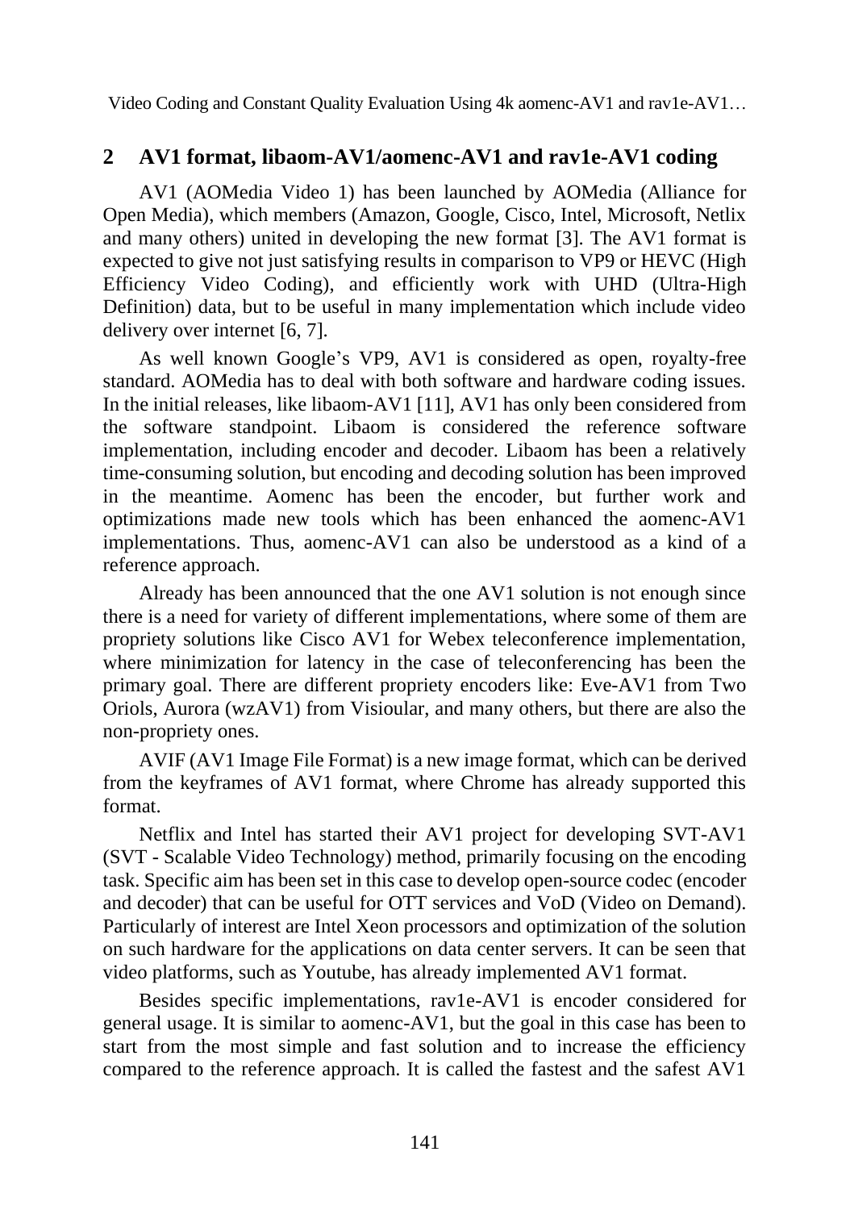## 2 AV1 format, libaom-AV1/aomenc-AV1 and rav1e-AV1 coding

AV1 (AOMedia Video 1) has been launched by AOMedia (Alliance for Open Media), which members (Amazon, Google, Cisco, Intel, Microsoft, Netlix and many others) united in developing the new format [3]. The AV1 format is expected to give not just satisfying results in comparison to VP9 or HEVC (High Efficiency Video Coding), and efficiently work with UHD (Ultra-High Definition) data, but to be useful in many implementation which include video delivery over internet [6, 7].

As well known Google's VP9, AV1 is considered as open, royalty-free standard. AOMedia has to deal with both software and hardware coding issues. In the initial releases, like libaom-AV1 [11], AV1 has only been considered from the software standpoint. Libaom is considered the reference software implementation, including encoder and decoder. Libaom has been a relatively time-consuming solution, but encoding and decoding solution has been improved in the meantime. Aomenc has been the encoder, but further work and optimizations made new tools which has been enhanced the aomenc-AV1 implementations. Thus, aomenc-AV1 can also be understood as a kind of a reference approach.

Already has been announced that the one AV1 solution is not enough since there is a need for variety of different implementations, where some of them are propriety solutions like Cisco AV1 for Webex teleconference implementation, where minimization for latency in the case of teleconferencing has been the primary goal. There are different propriety encoders like: Eve-AV1 from Two Oriols, Aurora (wzAV1) from Visioular, and many others, but there are also the non-propriety ones.

AVIF (AV1 Image File Format) is a new image format, which can be derived from the keyframes of AV1 format, where Chrome has already supported this format.

Netflix and Intel has started their AV1 project for developing SVT-AV1 (SVT - Scalable Video Technology) method, primarily focusing on the encoding task. Specific aim has been set in this case to develop open-source codec (encoder and decoder) that can be useful for OTT services and VoD (Video on Demand). Particularly of interest are Intel Xeon processors and optimization of the solution on such hardware for the applications on data center servers. It can be seen that video platforms, such as Youtube, has already implemented AV1 format.

Besides specific implementations, rav1e-AV1 is encoder considered for general usage. It is similar to aomenc-AV1, but the goal in this case has been to start from the most simple and fast solution and to increase the efficiency compared to the reference approach. It is called the fastest and the safest AV1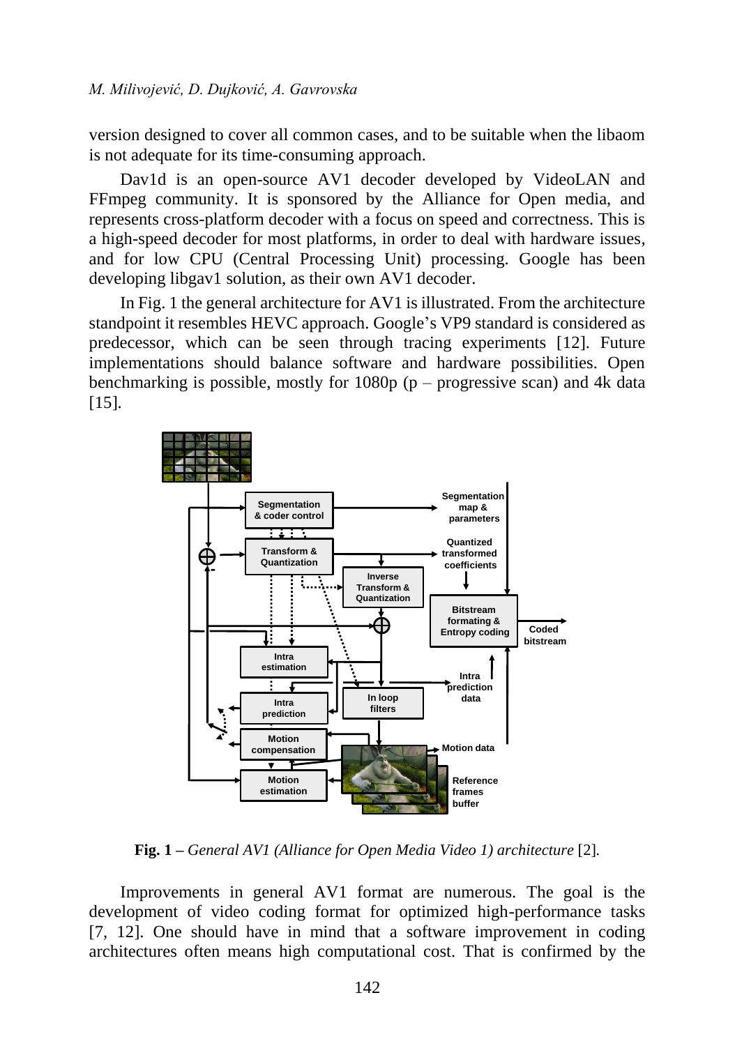version designed to cover all common cases, and to be suitable when the libaom is not adequate for its time-consuming approach.

Dav1d is an open-source AV1 decoder developed by VideoLAN and FFmpeg community. It is sponsored by the Alliance for Open media, and represents cross-platform decoder with a focus on speed and correctness. This is a high-speed decoder for most platforms, in order to deal with hardware issues, and for low CPU (Central Processing Unit) processing. Google has been developing libgav1 solution, as their own AV1 decoder.

In Fig. 1 the general architecture for AV1 is illustrated. From the architecture standpoint it resembles HEVC approach. Google's VP9 standard is considered as predecessor, which can be seen through tracing experiments [12]. Future implementations should balance software and hardware possibilities. Open benchmarking is possible, mostly for 1080p (p – progressive scan) and 4k data [15].

**Fig. 1 –** *General AV1 (Alliance for Open Media Video 1) architecture* [2].

Improvements in general AV1 format are numerous. The goal is the development of video coding format for optimized high-performance tasks [7, 12]. One should have in mind that a software improvement in coding architectures often means high computational cost. That is confirmed by the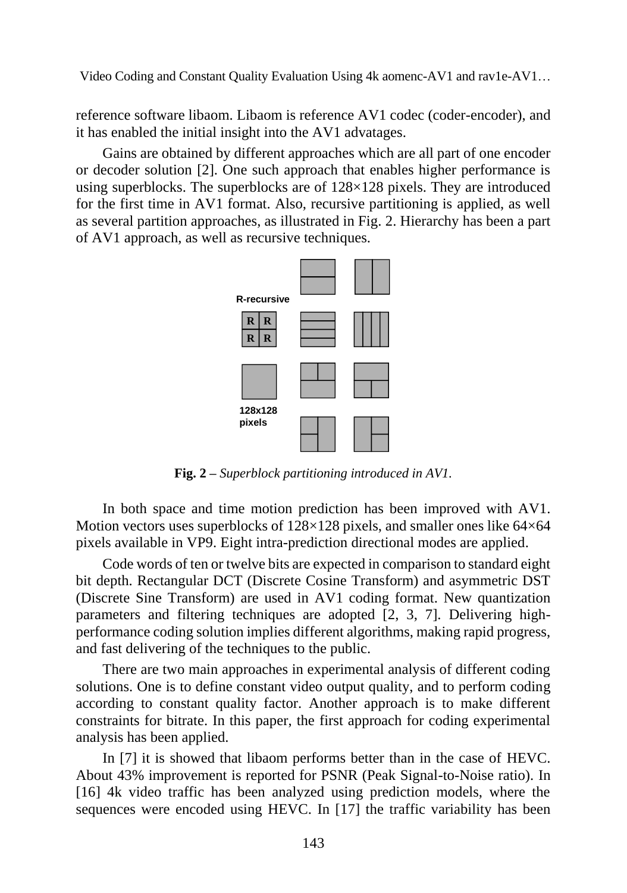reference software libaom. Libaom is reference AV1 codec (coder-encoder), and it has enabled the initial insight into the AV1 advatages.

Gains are obtained by different approaches which are all part of one encoder or decoder solution [2]. One such approach that enables higher performance is using superblocks. The superblocks are of 128×128 pixels. They are introduced for the first time in AV1 format. Also, recursive partitioning is applied, as well as several partition approaches, as illustrated in Fig. 2. Hierarchy has been a part of AV1 approach, as well as recursive techniques.

**Fig. 2 –** *Superblock partitioning introduced in AV1.*

In both space and time motion prediction has been improved with AV1. Motion vectors uses superblocks of 128×128 pixels, and smaller ones like 64×64 pixels available in VP9. Eight intra-prediction directional modes are applied.

Code words of ten or twelve bits are expected in comparison to standard eight bit depth. Rectangular DCT (Discrete Cosine Transform) and asymmetric DST (Discrete Sine Transform) are used in AV1 coding format. New quantization parameters and filtering techniques are adopted [2, 3, 7]. Delivering high-performance coding solution implies different algorithms, making rapid progress, and fast delivering of the techniques to the public.

There are two main approaches in experimental analysis of different coding solutions. One is to define constant video output quality, and to perform coding according to constant quality factor. Another approach is to make different constraints for bitrate. In this paper, the first approach for coding experimental analysis has been applied.

In [7] it is showed that libaom performs better than in the case of HEVC. About 43% improvement is reported for PSNR (Peak Signal-to-Noise ratio). In [16] 4k video traffic has been analyzed using prediction models, where the sequences were encoded using HEVC. In [17] the traffic variability has been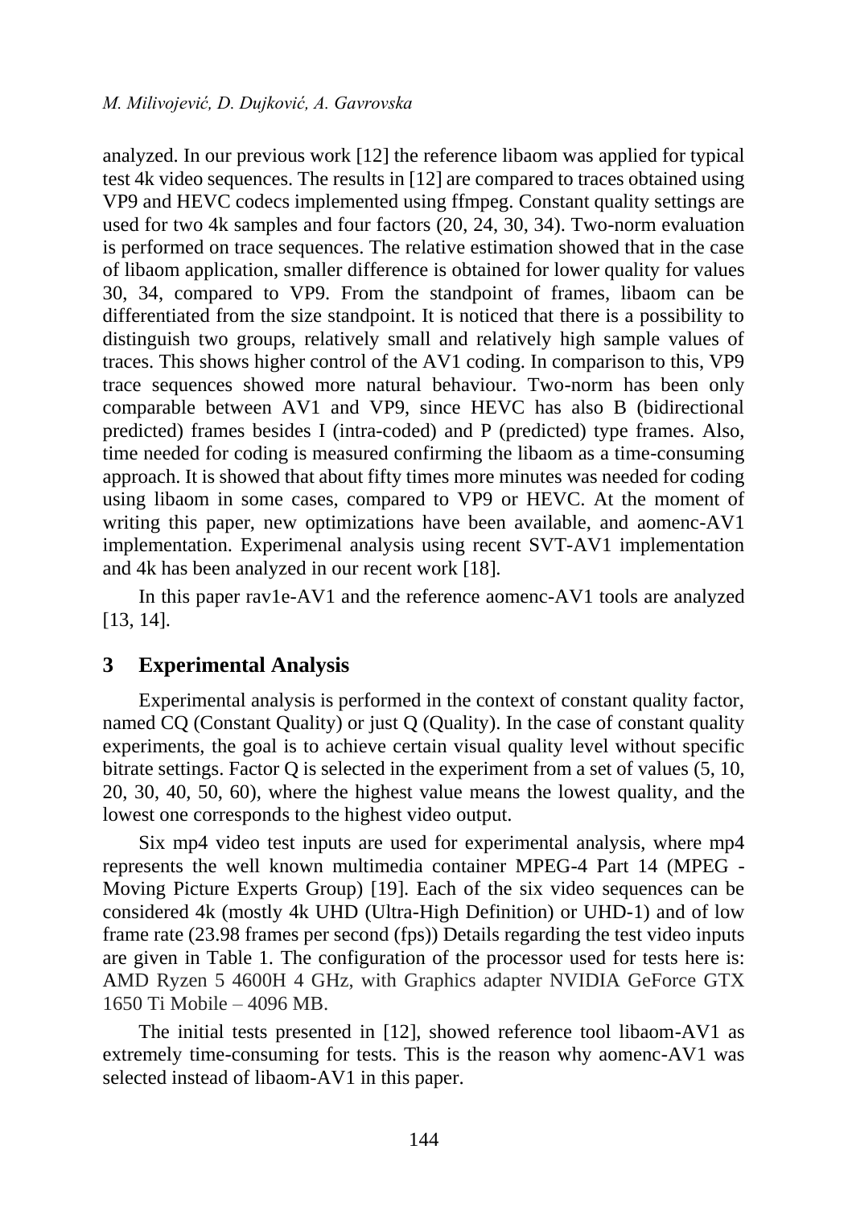analyzed. In our previous work [12] the reference libaom was applied for typical test 4k video sequences. The results in [12] are compared to traces obtained using VP9 and HEVC codecs implemented using ffmpeg. Constant quality settings are used for two 4k samples and four factors (20, 24, 30, 34). Two-norm evaluation is performed on trace sequences. The relative estimation showed that in the case of libaom application, smaller difference is obtained for lower quality for values 30, 34, compared to VP9. From the standpoint of frames, libaom can be differentiated from the size standpoint. It is noticed that there is a possibility to distinguish two groups, relatively small and relatively high sample values of traces. This shows higher control of the AV1 coding. In comparison to this, VP9 trace sequences showed more natural behaviour. Two-norm has been only comparable between AV1 and VP9, since HEVC has also B (bidirectional predicted) frames besides I (intra-coded) and P (predicted) type frames. Also, time needed for coding is measured confirming the libaom as a time-consuming approach. It is showed that about fifty times more minutes was needed for coding using libaom in some cases, compared to VP9 or HEVC. At the moment of writing this paper, new optimizations have been available, and aomenc-AV1 implementation. Experimenal analysis using recent SVT-AV1 implementation and 4k has been analyzed in our recent work [18].

In this paper rav1e-AV1 and the reference aomenc-AV1 tools are analyzed [13, 14].

## 3 Experimental Analysis

Experimental analysis is performed in the context of constant quality factor, named CQ (Constant Quality) or just Q (Quality). In the case of constant quality experiments, the goal is to achieve certain visual quality level without specific bitrate settings. Factor Q is selected in the experiment from a set of values (5, 10, 20, 30, 40, 50, 60), where the highest value means the lowest quality, and the lowest one corresponds to the highest video output.

Six mp4 video test inputs are used for experimental analysis, where mp4 represents the well known multimedia container MPEG-4 Part 14 (MPEG - Moving Picture Experts Group) [19]. Each of the six video sequences can be considered 4k (mostly 4k UHD (Ultra-High Definition) or UHD-1) and of low frame rate (23.98 frames per second (fps)) Details regarding the test video inputs are given in Table 1. The configuration of the processor used for tests here is: AMD Ryzen 5 4600H 4 GHz, with Graphics adapter NVIDIA GeForce GTX 1650 Ti Mobile – 4096 MB.

The initial tests presented in [12], showed reference tool libaom-AV1 as extremely time-consuming for tests. This is the reason why aomenc-AV1 was selected instead of libaom-AV1 in this paper.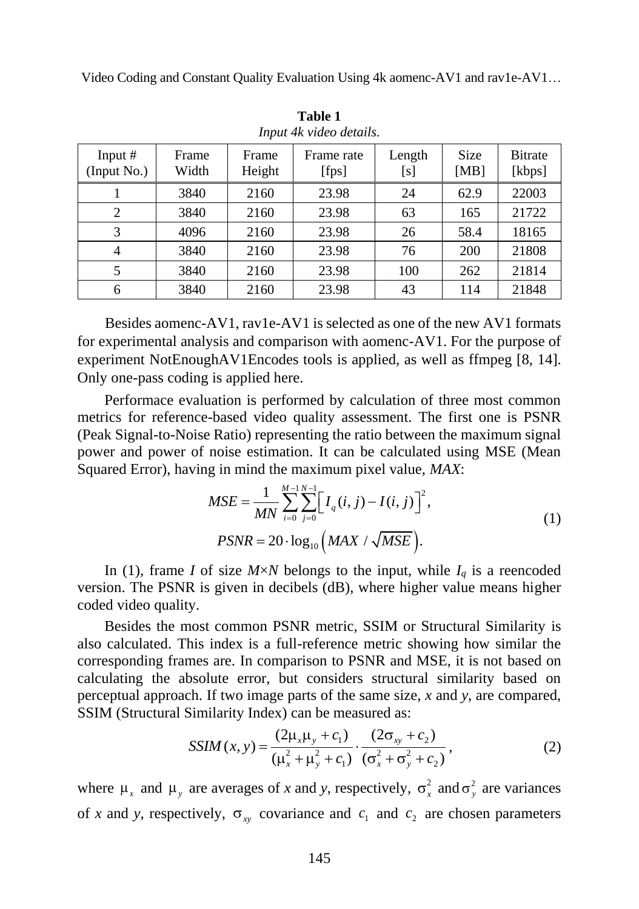**Table 1**
*Input 4k video details.*

| Input # (Input No.) | Frame Width | Frame Height | Frame rate [fps] | Length [s] | Size [MB] | Bitrate [kbps] |
|---|---|---|---|---|---|---|
| 1 | 3840 | 2160 | 23.98 | 24 | 62.9 | 22003 |
| 2 | 3840 | 2160 | 23.98 | 63 | 165 | 21722 |
| 3 | 4096 | 2160 | 23.98 | 26 | 58.4 | 18165 |
| 4 | 3840 | 2160 | 23.98 | 76 | 200 | 21808 |
| 5 | 3840 | 2160 | 23.98 | 100 | 262 | 21814 |
| 6 | 3840 | 2160 | 23.98 | 43 | 114 | 21848 |

Besides aomenc-AV1, rav1e-AV1 is selected as one of the new AV1 formats for experimental analysis and comparison with aomenc-AV1. For the purpose of experiment NotEnoughAV1Encodes tools is applied, as well as ffmpeg [8, 14]. Only one-pass coding is applied here.

Performace evaluation is performed by calculation of three most common metrics for reference-based video quality assessment. The first one is PSNR (Peak Signal-to-Noise Ratio) representing the ratio between the maximum signal power and power of noise estimation. It can be calculated using MSE (Mean Squared Error), having in mind the maximum pixel value, *MAX*:

$$MSE = \frac{1}{MN}\sum_{i=0}^{M-1}\sum_{j=0}^{N-1}\left[I_q(i,j) - I(i,j)\right]^2,$$
$$PSNR = 20 \cdot \log_{10}\left(MAX / \sqrt{MSE}\right). \tag{1}$$

In (1), frame $I$ of size $M \times N$ belongs to the input, while $I_q$ is a reencoded version. The PSNR is given in decibels (dB), where higher value means higher coded video quality.

Besides the most common PSNR metric, SSIM or Structural Similarity is also calculated. This index is a full-reference metric showing how similar the corresponding frames are. In comparison to PSNR and MSE, it is not based on calculating the absolute error, but considers structural similarity based on perceptual approach. If two image parts of the same size, $x$ and $y$, are compared, SSIM (Structural Similarity Index) can be measured as:

$$SSIM(x,y) = \frac{(2\mu_x\mu_y + c_1)}{(\mu_x^2 + \mu_y^2 + c_1)} \cdot \frac{(2\sigma_{xy} + c_2)}{(\sigma_x^2 + \sigma_y^2 + c_2)}, \tag{2}$$

where $\mu_x$ and $\mu_y$ are averages of $x$ and $y$, respectively, $\sigma_x^2$ and $\sigma_y^2$ are variances of $x$ and $y$, respectively, $\sigma_{xy}$ covariance and $c_1$ and $c_2$ are chosen parameters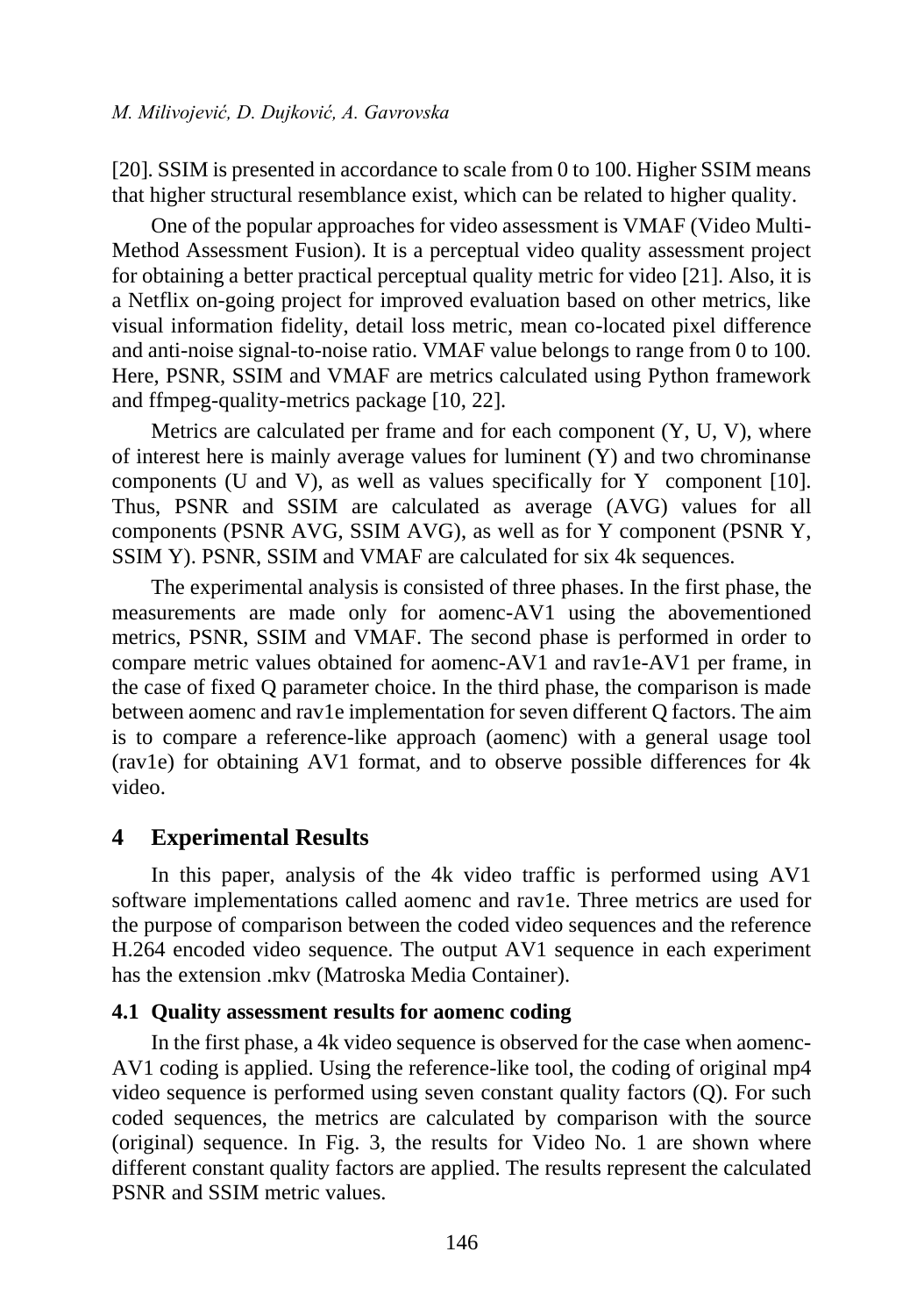[20]. SSIM is presented in accordance to scale from 0 to 100. Higher SSIM means that higher structural resemblance exist, which can be related to higher quality.

One of the popular approaches for video assessment is VMAF (Video Multi-Method Assessment Fusion). It is a perceptual video quality assessment project for obtaining a better practical perceptual quality metric for video [21]. Also, it is a Netflix on-going project for improved evaluation based on other metrics, like visual information fidelity, detail loss metric, mean co-located pixel difference and anti-noise signal-to-noise ratio. VMAF value belongs to range from 0 to 100. Here, PSNR, SSIM and VMAF are metrics calculated using Python framework and ffmpeg-quality-metrics package [10, 22].

Metrics are calculated per frame and for each component (Y, U, V), where of interest here is mainly average values for luminent (Y) and two chrominanse components (U and V), as well as values specifically for Y component [10]. Thus, PSNR and SSIM are calculated as average (AVG) values for all components (PSNR AVG, SSIM AVG), as well as for Y component (PSNR Y, SSIM Y). PSNR, SSIM and VMAF are calculated for six 4k sequences.

The experimental analysis is consisted of three phases. In the first phase, the measurements are made only for aomenc-AV1 using the abovementioned metrics, PSNR, SSIM and VMAF. The second phase is performed in order to compare metric values obtained for aomenc-AV1 and rav1e-AV1 per frame, in the case of fixed Q parameter choice. In the third phase, the comparison is made between aomenc and rav1e implementation for seven different Q factors. The aim is to compare a reference-like approach (aomenc) with a general usage tool (rav1e) for obtaining AV1 format, and to observe possible differences for 4k video.

## 4 Experimental Results

In this paper, analysis of the 4k video traffic is performed using AV1 software implementations called aomenc and rav1e. Three metrics are used for the purpose of comparison between the coded video sequences and the reference H.264 encoded video sequence. The output AV1 sequence in each experiment has the extension .mkv (Matroska Media Container).

### 4.1 Quality assessment results for aomenc coding

In the first phase, a 4k video sequence is observed for the case when aomenc-AV1 coding is applied. Using the reference-like tool, the coding of original mp4 video sequence is performed using seven constant quality factors (Q). For such coded sequences, the metrics are calculated by comparison with the source (original) sequence. In Fig. 3, the results for Video No. 1 are shown where different constant quality factors are applied. The results represent the calculated PSNR and SSIM metric values.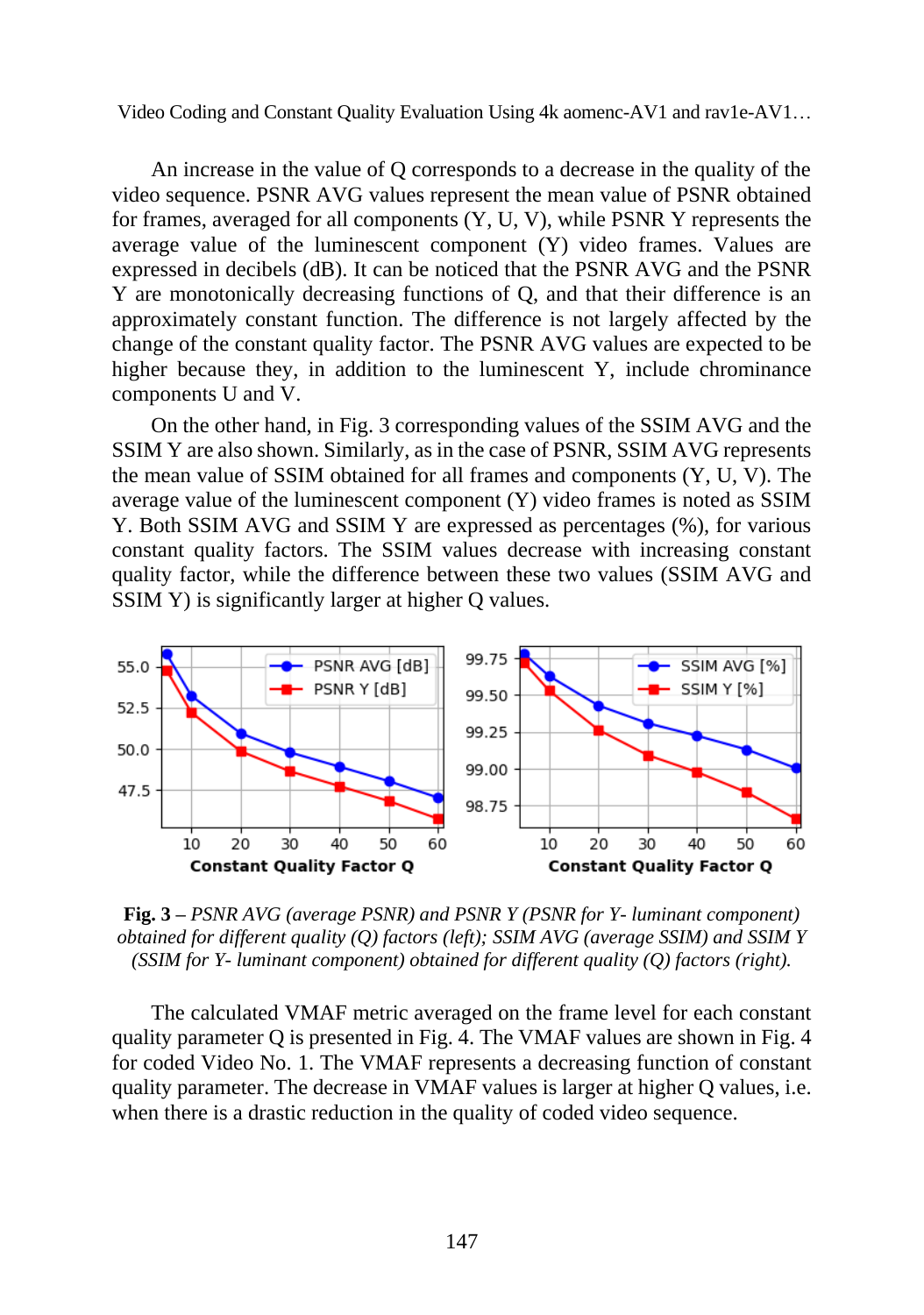An increase in the value of Q corresponds to a decrease in the quality of the video sequence. PSNR AVG values represent the mean value of PSNR obtained for frames, averaged for all components (Y, U, V), while PSNR Y represents the average value of the luminescent component (Y) video frames. Values are expressed in decibels (dB). It can be noticed that the PSNR AVG and the PSNR Y are monotonically decreasing functions of Q, and that their difference is an approximately constant function. The difference is not largely affected by the change of the constant quality factor. The PSNR AVG values are expected to be higher because they, in addition to the luminescent Y, include chrominance components U and V.

On the other hand, in Fig. 3 corresponding values of the SSIM AVG and the SSIM Y are also shown. Similarly, as in the case of PSNR, SSIM AVG represents the mean value of SSIM obtained for all frames and components (Y, U, V). The average value of the luminescent component (Y) video frames is noted as SSIM Y. Both SSIM AVG and SSIM Y are expressed as percentages (%), for various constant quality factors. The SSIM values decrease with increasing constant quality factor, while the difference between these two values (SSIM AVG and SSIM Y) is significantly larger at higher Q values.

**Fig. 3** – *PSNR AVG (average PSNR) and PSNR Y (PSNR for Y- luminant component) obtained for different quality (Q) factors (left); SSIM AVG (average SSIM) and SSIM Y (SSIM for Y- luminant component) obtained for different quality (Q) factors (right).*

The calculated VMAF metric averaged on the frame level for each constant quality parameter Q is presented in Fig. 4. The VMAF values are shown in Fig. 4 for coded Video No. 1. The VMAF represents a decreasing function of constant quality parameter. The decrease in VMAF values is larger at higher Q values, i.e. when there is a drastic reduction in the quality of coded video sequence.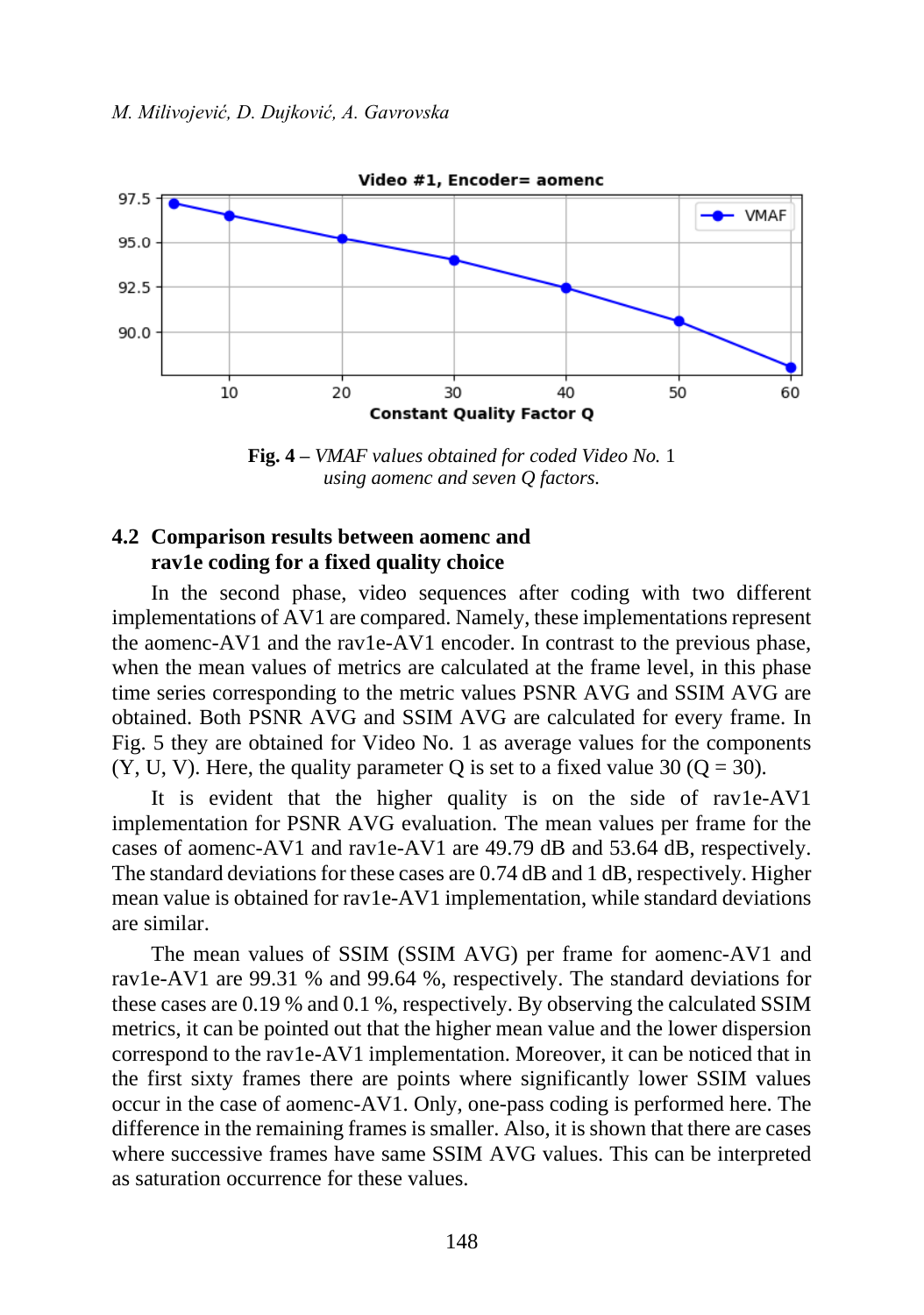**Fig. 4 –** *VMAF values obtained for coded Video No.* 1 *using aomenc and seven Q factors.*

## 4.2 Comparison results between aomenc and rav1e coding for a fixed quality choice

In the second phase, video sequences after coding with two different implementations of AV1 are compared. Namely, these implementations represent the aomenc-AV1 and the rav1e-AV1 encoder. In contrast to the previous phase, when the mean values of metrics are calculated at the frame level, in this phase time series corresponding to the metric values PSNR AVG and SSIM AVG are obtained. Both PSNR AVG and SSIM AVG are calculated for every frame. In Fig. 5 they are obtained for Video No. 1 as average values for the components (Y, U, V). Here, the quality parameter Q is set to a fixed value 30 (Q = 30).

It is evident that the higher quality is on the side of rav1e-AV1 implementation for PSNR AVG evaluation. The mean values per frame for the cases of aomenc-AV1 and rav1e-AV1 are 49.79 dB and 53.64 dB, respectively. The standard deviations for these cases are 0.74 dB and 1 dB, respectively. Higher mean value is obtained for rav1e-AV1 implementation, while standard deviations are similar.

The mean values of SSIM (SSIM AVG) per frame for aomenc-AV1 and rav1e-AV1 are 99.31 % and 99.64 %, respectively. The standard deviations for these cases are 0.19 % and 0.1 %, respectively. By observing the calculated SSIM metrics, it can be pointed out that the higher mean value and the lower dispersion correspond to the rav1e-AV1 implementation. Moreover, it can be noticed that in the first sixty frames there are points where significantly lower SSIM values occur in the case of aomenc-AV1. Only, one-pass coding is performed here. The difference in the remaining frames is smaller. Also, it is shown that there are cases where successive frames have same SSIM AVG values. This can be interpreted as saturation occurrence for these values.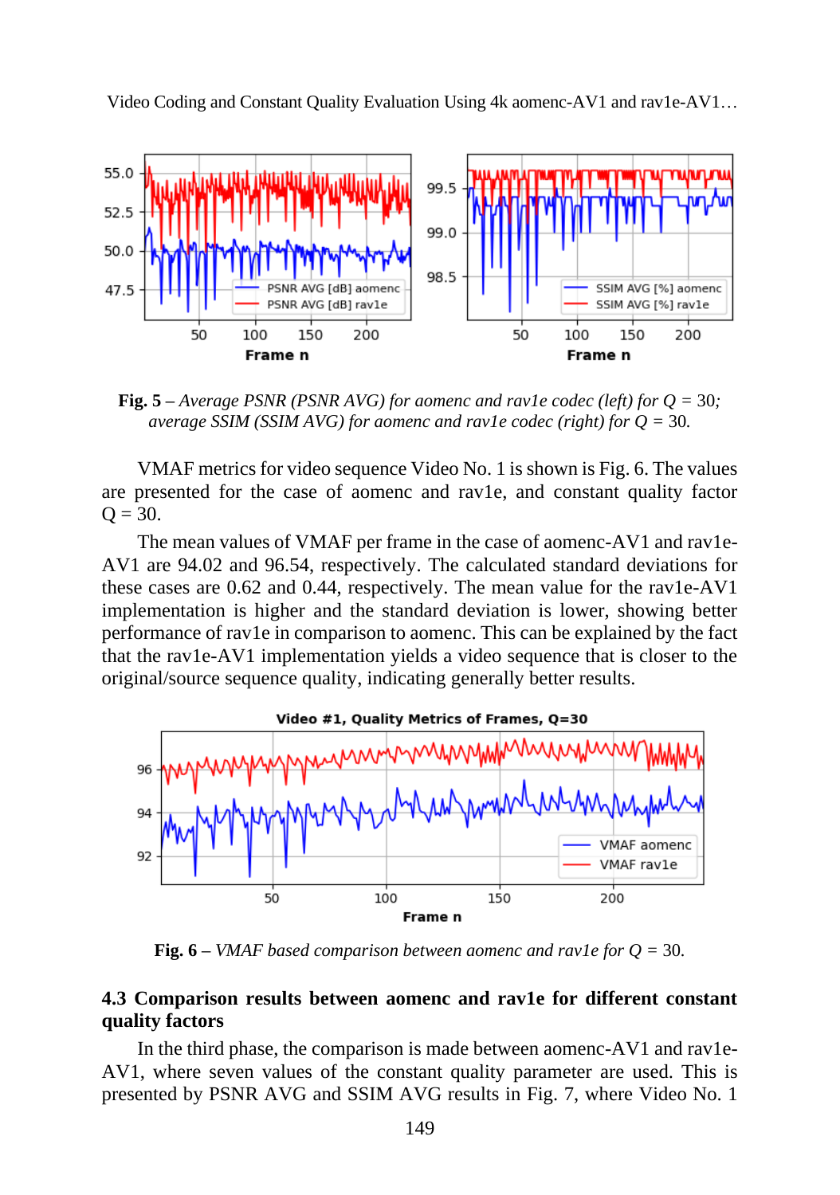**Fig. 5 –** *Average PSNR (PSNR AVG) for aomenc and rav1e codec (left) for Q* = 30*; average SSIM (SSIM AVG) for aomenc and rav1e codec (right) for Q* = 30.

VMAF metrics for video sequence Video No. 1 is shown is Fig. 6. The values are presented for the case of aomenc and rav1e, and constant quality factor Q = 30.

The mean values of VMAF per frame in the case of aomenc-AV1 and rav1e-AV1 are 94.02 and 96.54, respectively. The calculated standard deviations for these cases are 0.62 and 0.44, respectively. The mean value for the rav1e-AV1 implementation is higher and the standard deviation is lower, showing better performance of rav1e in comparison to aomenc. This can be explained by the fact that the rav1e-AV1 implementation yields a video sequence that is closer to the original/source sequence quality, indicating generally better results.

**Fig. 6 –** *VMAF based comparison between aomenc and rav1e for Q* = 30.

### 4.3 Comparison results between aomenc and rav1e for different constant quality factors

In the third phase, the comparison is made between aomenc-AV1 and rav1e-AV1, where seven values of the constant quality parameter are used. This is presented by PSNR AVG and SSIM AVG results in Fig. 7, where Video No. 1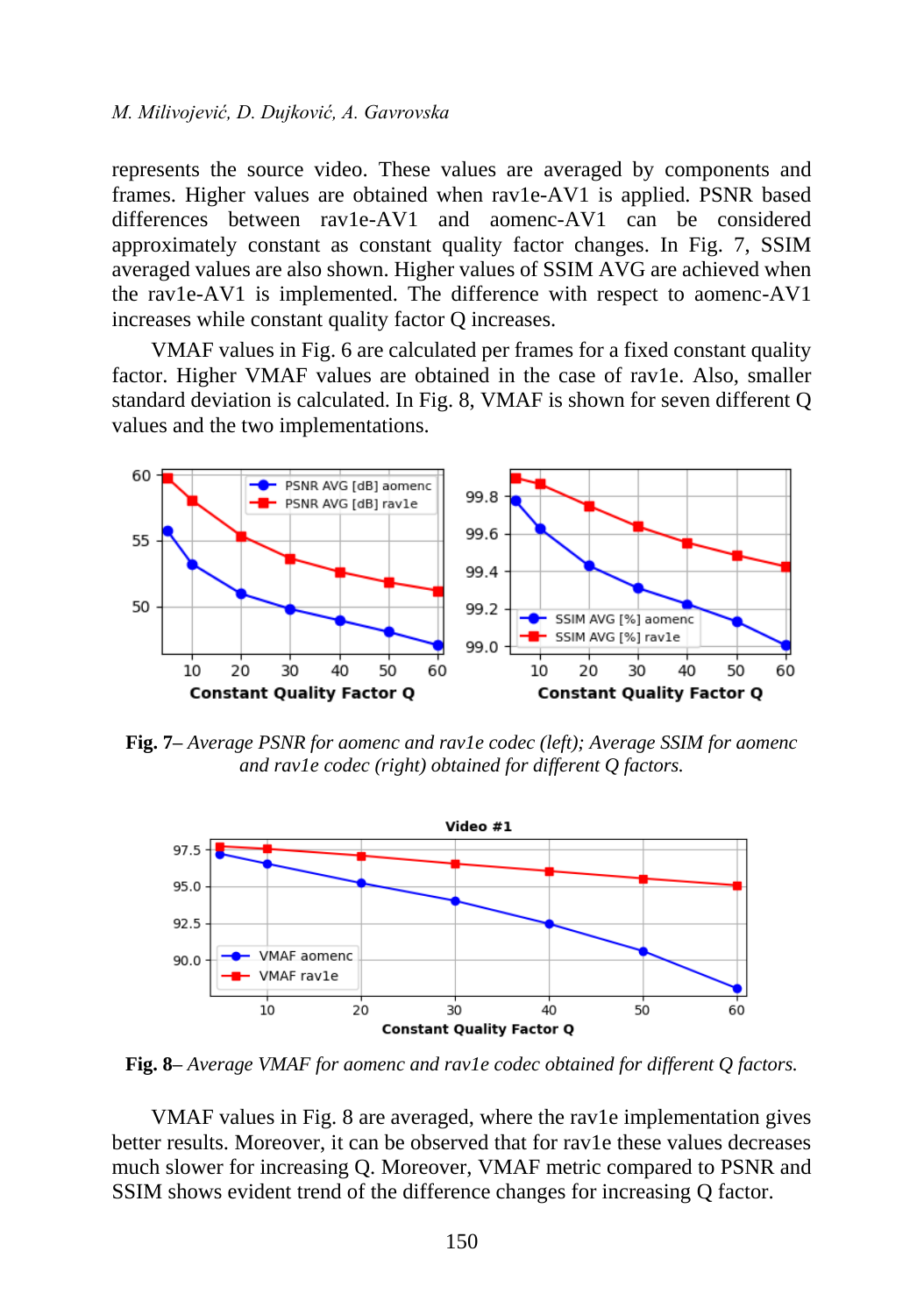represents the source video. These values are averaged by components and frames. Higher values are obtained when rav1e-AV1 is applied. PSNR based differences between rav1e-AV1 and aomenc-AV1 can be considered approximately constant as constant quality factor changes. In Fig. 7, SSIM averaged values are also shown. Higher values of SSIM AVG are achieved when the rav1e-AV1 is implemented. The difference with respect to aomenc-AV1 increases while constant quality factor Q increases.

VMAF values in Fig. 6 are calculated per frames for a fixed constant quality factor. Higher VMAF values are obtained in the case of rav1e. Also, smaller standard deviation is calculated. In Fig. 8, VMAF is shown for seven different Q values and the two implementations.

**Fig. 7**– *Average PSNR for aomenc and rav1e codec (left); Average SSIM for aomenc and rav1e codec (right) obtained for different Q factors.*

**Fig. 8**– *Average VMAF for aomenc and rav1e codec obtained for different Q factors.*

VMAF values in Fig. 8 are averaged, where the rav1e implementation gives better results. Moreover, it can be observed that for rav1e these values decreases much slower for increasing Q. Moreover, VMAF metric compared to PSNR and SSIM shows evident trend of the difference changes for increasing Q factor.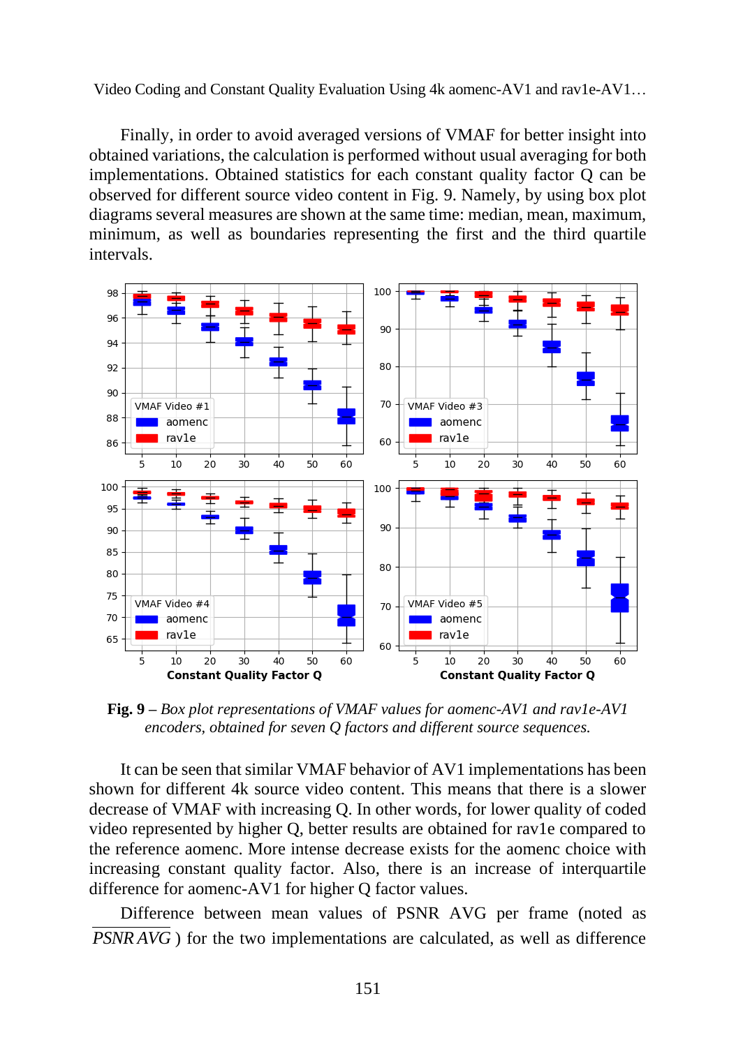Finally, in order to avoid averaged versions of VMAF for better insight into obtained variations, the calculation is performed without usual averaging for both implementations. Obtained statistics for each constant quality factor Q can be observed for different source video content in Fig. 9. Namely, by using box plot diagrams several measures are shown at the same time: median, mean, maximum, minimum, as well as boundaries representing the first and the third quartile intervals.

**Fig. 9** – *Box plot representations of VMAF values for aomenc-AV1 and rav1e-AV1 encoders, obtained for seven Q factors and different source sequences.*

It can be seen that similar VMAF behavior of AV1 implementations has been shown for different 4k source video content. This means that there is a slower decrease of VMAF with increasing Q. In other words, for lower quality of coded video represented by higher Q, better results are obtained for rav1e compared to the reference aomenc. More intense decrease exists for the aomenc choice with increasing constant quality factor. Also, there is an increase of interquartile difference for aomenc-AV1 for higher Q factor values.

Difference between mean values of PSNR AVG per frame (noted as $\overline{PSNR\,AVG}$) for the two implementations are calculated, as well as difference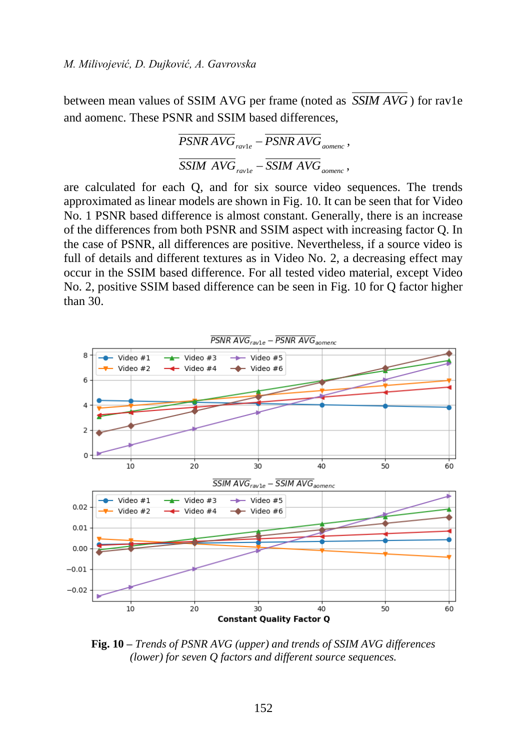between mean values of SSIM AVG per frame (noted as $\overline{SSIM\ AVG}$) for rav1e and aomenc. These PSNR and SSIM based differences,

$$\overline{PSNR\ AVG}_{rav1e} - \overline{PSNR\ AVG}_{aomenc},$$

$$\overline{SSIM\ AVG}_{rav1e} - \overline{SSIM\ AVG}_{aomenc},$$

are calculated for each Q, and for six source video sequences. The trends approximated as linear models are shown in Fig. 10. It can be seen that for Video No. 1 PSNR based difference is almost constant. Generally, there is an increase of the differences from both PSNR and SSIM aspect with increasing factor Q. In the case of PSNR, all differences are positive. Nevertheless, if a source video is full of details and different textures as in Video No. 2, a decreasing effect may occur in the SSIM based difference. For all tested video material, except Video No. 2, positive SSIM based difference can be seen in Fig. 10 for Q factor higher than 30.

**Fig. 10** – *Trends of PSNR AVG (upper) and trends of SSIM AVG differences (lower) for seven Q factors and different source sequences.*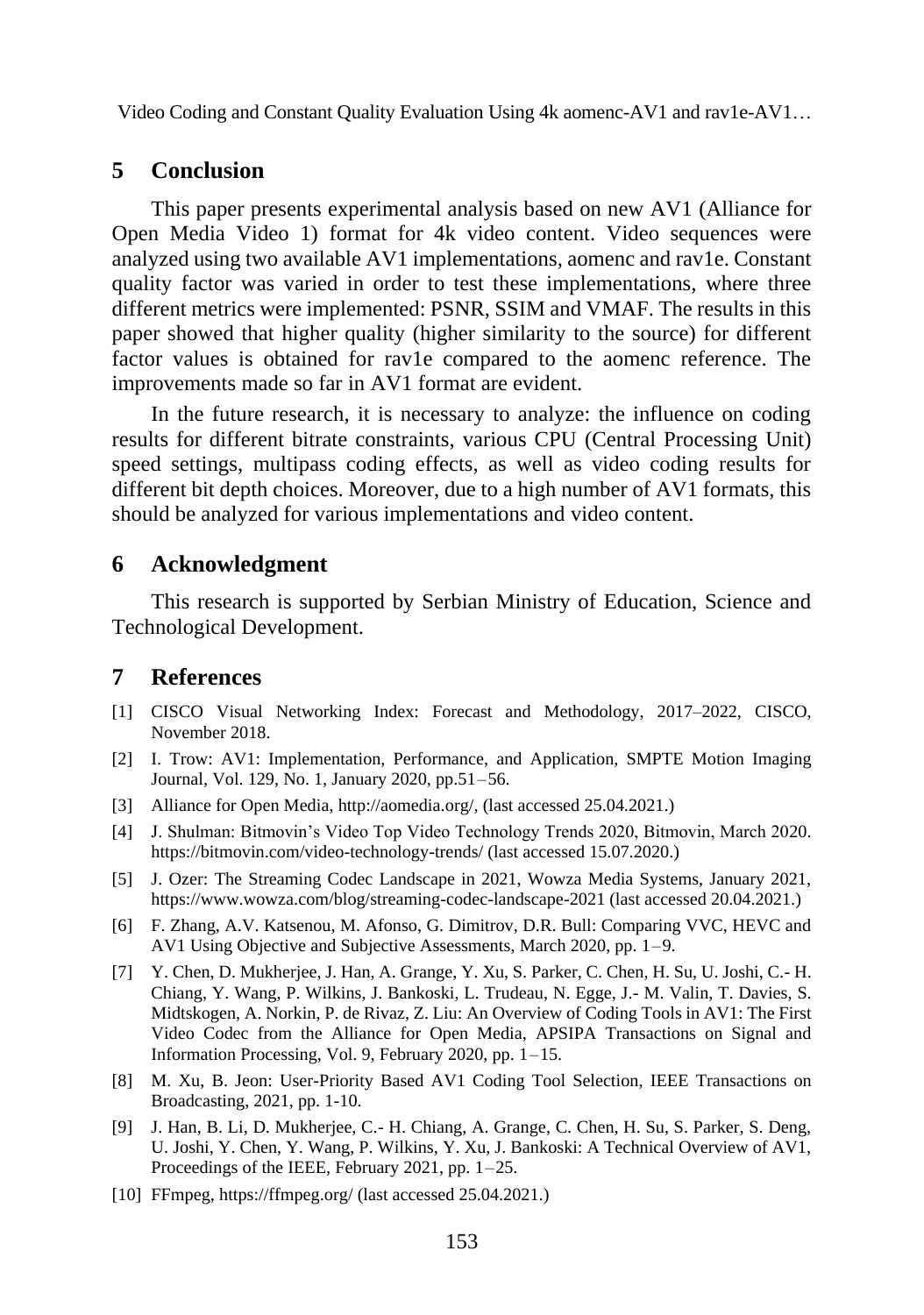## 5 Conclusion

This paper presents experimental analysis based on new AV1 (Alliance for Open Media Video 1) format for 4k video content. Video sequences were analyzed using two available AV1 implementations, aomenc and rav1e. Constant quality factor was varied in order to test these implementations, where three different metrics were implemented: PSNR, SSIM and VMAF. The results in this paper showed that higher quality (higher similarity to the source) for different factor values is obtained for rav1e compared to the aomenc reference. The improvements made so far in AV1 format are evident.

In the future research, it is necessary to analyze: the influence on coding results for different bitrate constraints, various CPU (Central Processing Unit) speed settings, multipass coding effects, as well as video coding results for different bit depth choices. Moreover, due to a high number of AV1 formats, this should be analyzed for various implementations and video content.

## 6 Acknowledgment

This research is supported by Serbian Ministry of Education, Science and Technological Development.

## 7 References

[1] CISCO Visual Networking Index: Forecast and Methodology, 2017–2022, CISCO, November 2018.

[2] I. Trow: AV1: Implementation, Performance, and Application, SMPTE Motion Imaging Journal, Vol. 129, No. 1, January 2020, pp.51–56.

[3] Alliance for Open Media, http://aomedia.org/, (last accessed 25.04.2021.)

[4] J. Shulman: Bitmovin's Video Top Video Technology Trends 2020, Bitmovin, March 2020. https://bitmovin.com/video-technology-trends/ (last accessed 15.07.2020.)

[5] J. Ozer: The Streaming Codec Landscape in 2021, Wowza Media Systems, January 2021, https://www.wowza.com/blog/streaming-codec-landscape-2021 (last accessed 20.04.2021.)

[6] F. Zhang, A.V. Katsenou, M. Afonso, G. Dimitrov, D.R. Bull: Comparing VVC, HEVC and AV1 Using Objective and Subjective Assessments, March 2020, pp. 1–9.

[7] Y. Chen, D. Mukherjee, J. Han, A. Grange, Y. Xu, S. Parker, C. Chen, H. Su, U. Joshi, C.- H. Chiang, Y. Wang, P. Wilkins, J. Bankoski, L. Trudeau, N. Egge, J.- M. Valin, T. Davies, S. Midtskogen, A. Norkin, P. de Rivaz, Z. Liu: An Overview of Coding Tools in AV1: The First Video Codec from the Alliance for Open Media, APSIPA Transactions on Signal and Information Processing, Vol. 9, February 2020, pp. 1–15.

[8] M. Xu, B. Jeon: User-Priority Based AV1 Coding Tool Selection, IEEE Transactions on Broadcasting, 2021, pp. 1-10.

[9] J. Han, B. Li, D. Mukherjee, C.- H. Chiang, A. Grange, C. Chen, H. Su, S. Parker, S. Deng, U. Joshi, Y. Chen, Y. Wang, P. Wilkins, Y. Xu, J. Bankoski: A Technical Overview of AV1, Proceedings of the IEEE, February 2021, pp. 1–25.

[10] FFmpeg, https://ffmpeg.org/ (last accessed 25.04.2021.)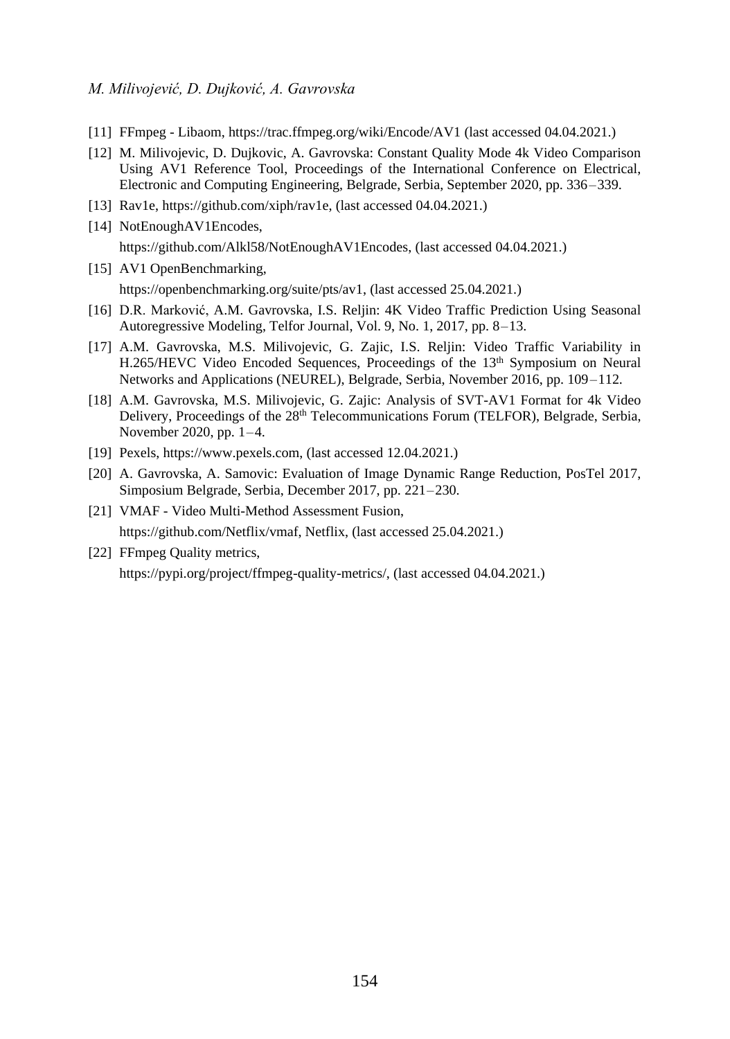[11] FFmpeg - Libaom, https://trac.ffmpeg.org/wiki/Encode/AV1 (last accessed 04.04.2021.)

[12] M. Milivojevic, D. Dujkovic, A. Gavrovska: Constant Quality Mode 4k Video Comparison Using AV1 Reference Tool, Proceedings of the International Conference on Electrical, Electronic and Computing Engineering, Belgrade, Serbia, September 2020, pp. 336 – 339.

[13] Rav1e, https://github.com/xiph/rav1e, (last accessed 04.04.2021.)

[14] NotEnoughAV1Encodes, https://github.com/Alkl58/NotEnoughAV1Encodes, (last accessed 04.04.2021.)

[15] AV1 OpenBenchmarking, https://openbenchmarking.org/suite/pts/av1, (last accessed 25.04.2021.)

[16] D.R. Marković, A.M. Gavrovska, I.S. Reljin: 4K Video Traffic Prediction Using Seasonal Autoregressive Modeling, Telfor Journal, Vol. 9, No. 1, 2017, pp. 8 – 13.

[17] A.M. Gavrovska, M.S. Milivojevic, G. Zajic, I.S. Reljin: Video Traffic Variability in H.265/HEVC Video Encoded Sequences, Proceedings of the 13th Symposium on Neural Networks and Applications (NEUREL), Belgrade, Serbia, November 2016, pp. 109 – 112.

[18] A.M. Gavrovska, M.S. Milivojevic, G. Zajic: Analysis of SVT-AV1 Format for 4k Video Delivery, Proceedings of the 28th Telecommunications Forum (TELFOR), Belgrade, Serbia, November 2020, pp. 1 – 4.

[19] Pexels, https://www.pexels.com, (last accessed 12.04.2021.)

[20] A. Gavrovska, A. Samovic: Evaluation of Image Dynamic Range Reduction, PosTel 2017, Simposium Belgrade, Serbia, December 2017, pp. 221 – 230.

[21] VMAF - Video Multi-Method Assessment Fusion, https://github.com/Netflix/vmaf, Netflix, (last accessed 25.04.2021.)

[22] FFmpeg Quality metrics, https://pypi.org/project/ffmpeg-quality-metrics/, (last accessed 04.04.2021.)